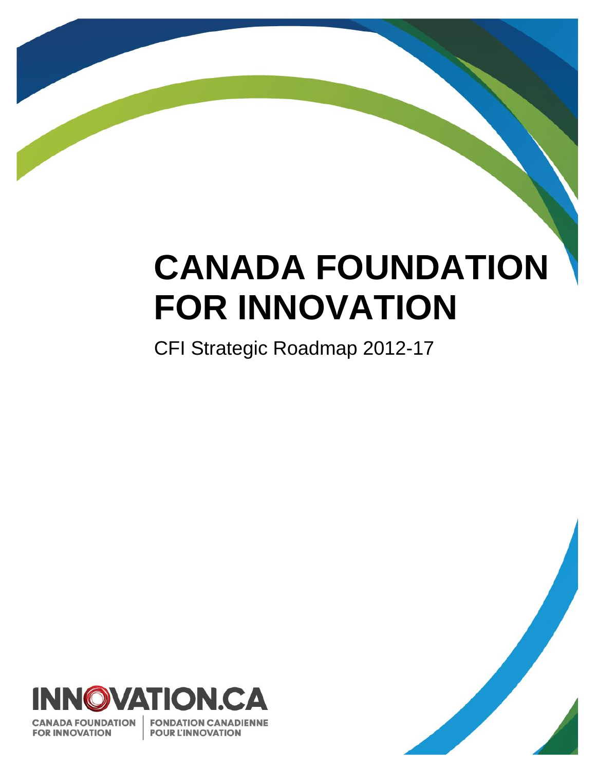# CANADA FOUNDATION FOR INNOVATION

CFI Strategic Roadmap 2012-17

INNOVATION.CA

CANADA FOUNDATION FOR INNOVATION | FONDATION CANADIENNE POUR L'INNOVATION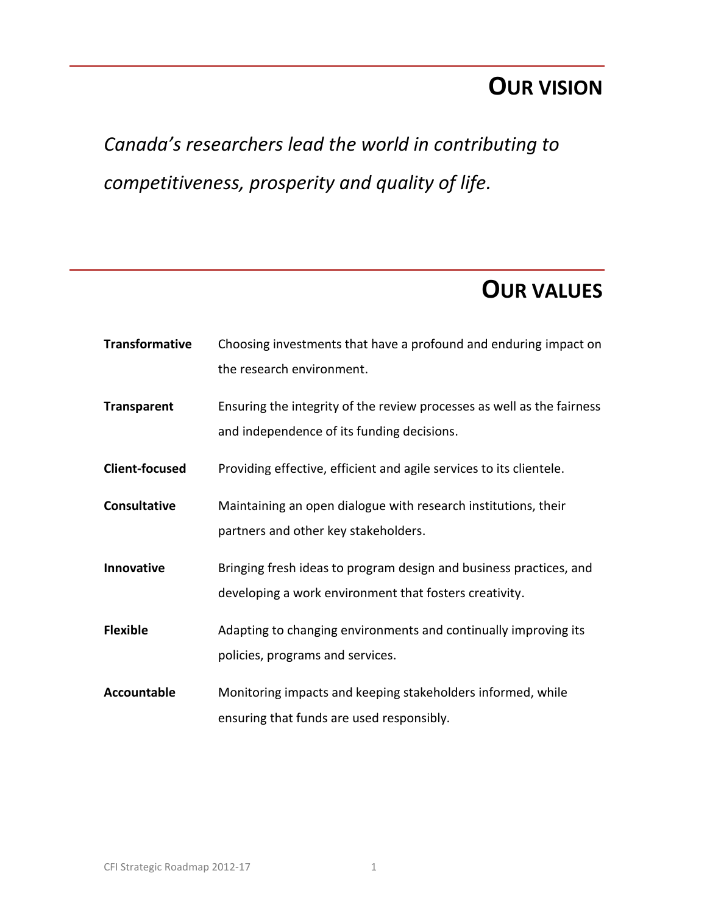## OUR VISION

*Canada's researchers lead the world in contributing to competitiveness, prosperity and quality of life.*

## OUR VALUES

| | |
|---|---|
| **Transformative** | Choosing investments that have a profound and enduring impact on the research environment. |
| **Transparent** | Ensuring the integrity of the review processes as well as the fairness and independence of its funding decisions. |
| **Client-focused** | Providing effective, efficient and agile services to its clientele. |
| **Consultative** | Maintaining an open dialogue with research institutions, their partners and other key stakeholders. |
| **Innovative** | Bringing fresh ideas to program design and business practices, and developing a work environment that fosters creativity. |
| **Flexible** | Adapting to changing environments and continually improving its policies, programs and services. |
| **Accountable** | Monitoring impacts and keeping stakeholders informed, while ensuring that funds are used responsibly. |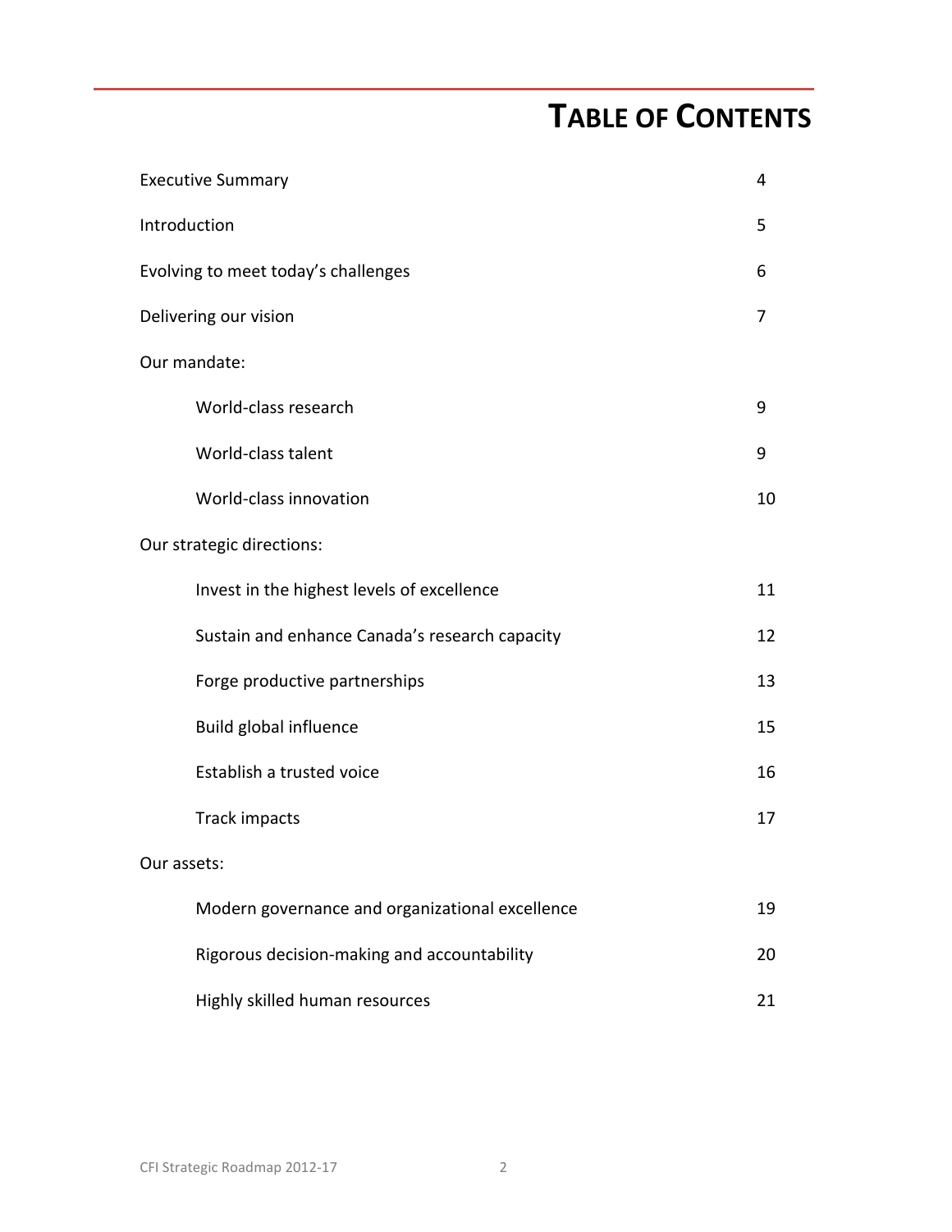# TABLE OF CONTENTS

| | |
|---|---|
| Executive Summary | 4 |
| Introduction | 5 |
| Evolving to meet today's challenges | 6 |
| Delivering our vision | 7 |
| Our mandate: | |
| World-class research | 9 |
| World-class talent | 9 |
| World-class innovation | 10 |
| Our strategic directions: | |
| Invest in the highest levels of excellence | 11 |
| Sustain and enhance Canada's research capacity | 12 |
| Forge productive partnerships | 13 |
| Build global influence | 15 |
| Establish a trusted voice | 16 |
| Track impacts | 17 |
| Our assets: | |
| Modern governance and organizational excellence | 19 |
| Rigorous decision-making and accountability | 20 |
| Highly skilled human resources | 21 |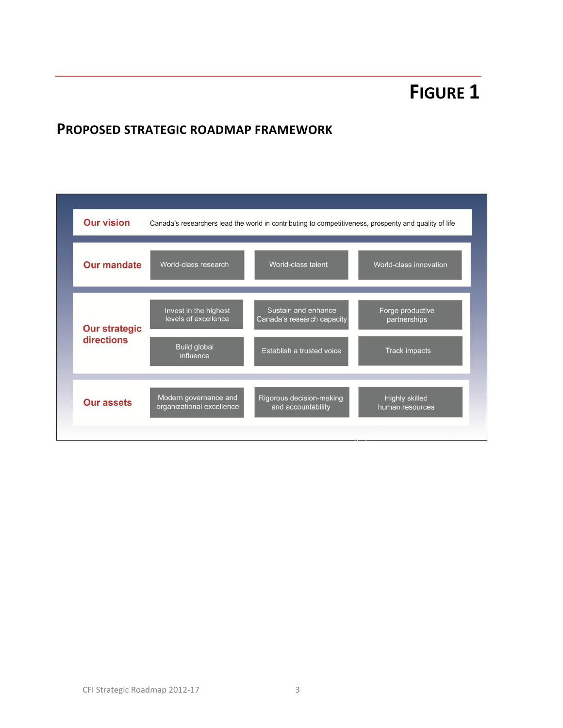# FIGURE 1

## PROPOSED STRATEGIC ROADMAP FRAMEWORK

| | | | |
|---|---|---|---|
| **Our vision** | Canada's researchers lead the world in contributing to competitiveness, prosperity and quality of life | | |
| **Our mandate** | World-class research | World-class talent | World-class innovation |
| **Our strategic directions** | Invest in the highest levels of excellence | Sustain and enhance Canada's research capacity | Forge productive partnerships |
| | Build global influence | Establish a trusted voice | Track impacts |
| **Our assets** | Modern governance and organizational excellence | Rigorous decision-making and accountability | Highly skilled human resources |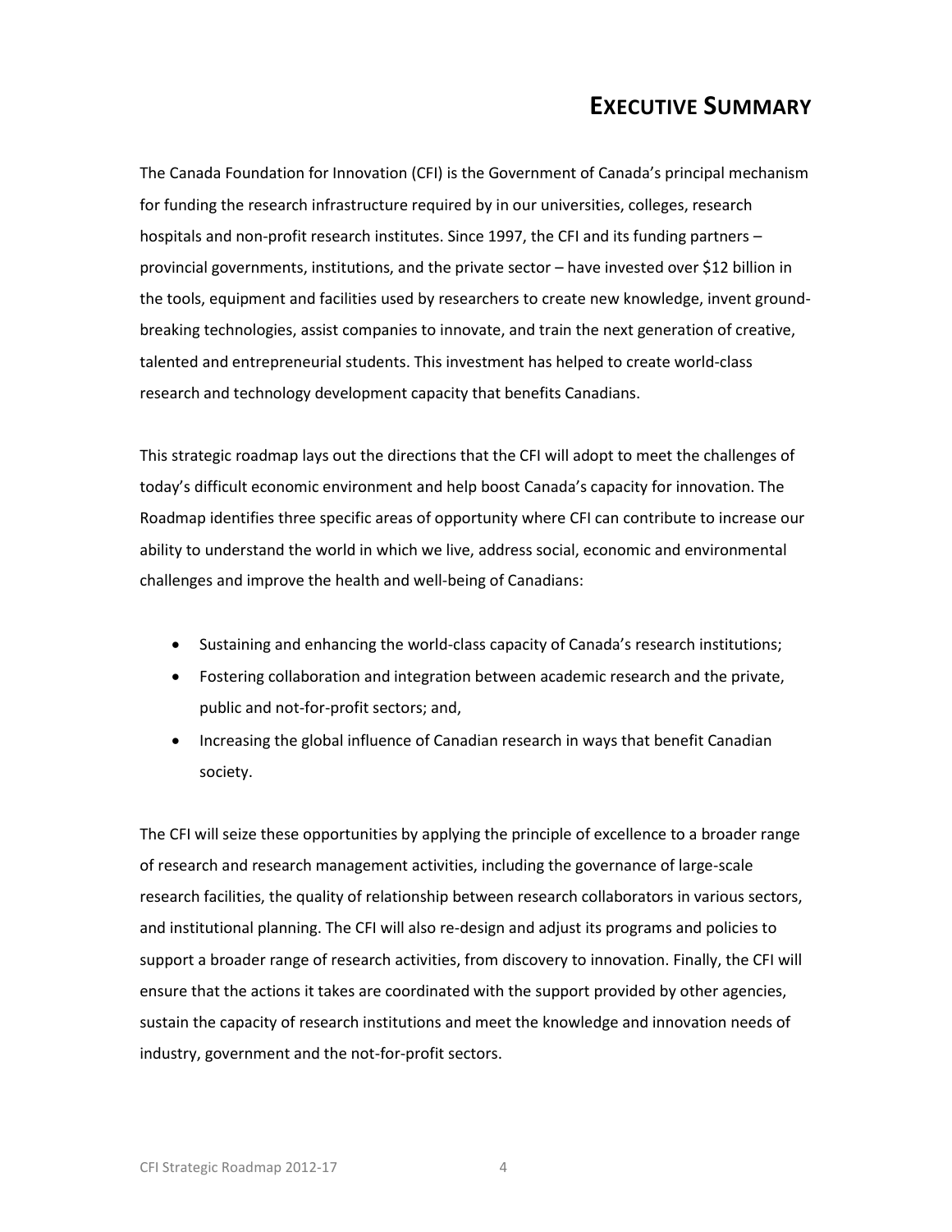# EXECUTIVE SUMMARY

The Canada Foundation for Innovation (CFI) is the Government of Canada's principal mechanism for funding the research infrastructure required by in our universities, colleges, research hospitals and non-profit research institutes. Since 1997, the CFI and its funding partners – provincial governments, institutions, and the private sector – have invested over $12 billion in the tools, equipment and facilities used by researchers to create new knowledge, invent ground-breaking technologies, assist companies to innovate, and train the next generation of creative, talented and entrepreneurial students. This investment has helped to create world-class research and technology development capacity that benefits Canadians.

This strategic roadmap lays out the directions that the CFI will adopt to meet the challenges of today's difficult economic environment and help boost Canada's capacity for innovation. The Roadmap identifies three specific areas of opportunity where CFI can contribute to increase our ability to understand the world in which we live, address social, economic and environmental challenges and improve the health and well-being of Canadians:

- Sustaining and enhancing the world-class capacity of Canada's research institutions;
- Fostering collaboration and integration between academic research and the private, public and not-for-profit sectors; and,
- Increasing the global influence of Canadian research in ways that benefit Canadian society.

The CFI will seize these opportunities by applying the principle of excellence to a broader range of research and research management activities, including the governance of large-scale research facilities, the quality of relationship between research collaborators in various sectors, and institutional planning. The CFI will also re-design and adjust its programs and policies to support a broader range of research activities, from discovery to innovation. Finally, the CFI will ensure that the actions it takes are coordinated with the support provided by other agencies, sustain the capacity of research institutions and meet the knowledge and innovation needs of industry, government and the not-for-profit sectors.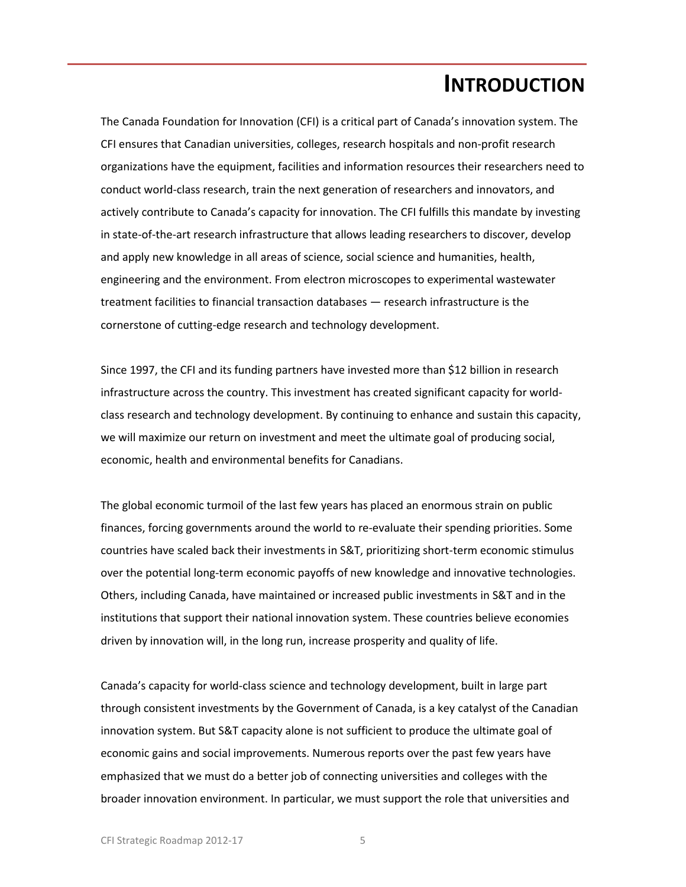# INTRODUCTION

The Canada Foundation for Innovation (CFI) is a critical part of Canada's innovation system. The CFI ensures that Canadian universities, colleges, research hospitals and non-profit research organizations have the equipment, facilities and information resources their researchers need to conduct world-class research, train the next generation of researchers and innovators, and actively contribute to Canada's capacity for innovation. The CFI fulfills this mandate by investing in state-of-the-art research infrastructure that allows leading researchers to discover, develop and apply new knowledge in all areas of science, social science and humanities, health, engineering and the environment. From electron microscopes to experimental wastewater treatment facilities to financial transaction databases — research infrastructure is the cornerstone of cutting-edge research and technology development.

Since 1997, the CFI and its funding partners have invested more than $12 billion in research infrastructure across the country. This investment has created significant capacity for world-class research and technology development. By continuing to enhance and sustain this capacity, we will maximize our return on investment and meet the ultimate goal of producing social, economic, health and environmental benefits for Canadians.

The global economic turmoil of the last few years has placed an enormous strain on public finances, forcing governments around the world to re-evaluate their spending priorities. Some countries have scaled back their investments in S&T, prioritizing short-term economic stimulus over the potential long-term economic payoffs of new knowledge and innovative technologies. Others, including Canada, have maintained or increased public investments in S&T and in the institutions that support their national innovation system. These countries believe economies driven by innovation will, in the long run, increase prosperity and quality of life.

Canada's capacity for world-class science and technology development, built in large part through consistent investments by the Government of Canada, is a key catalyst of the Canadian innovation system. But S&T capacity alone is not sufficient to produce the ultimate goal of economic gains and social improvements. Numerous reports over the past few years have emphasized that we must do a better job of connecting universities and colleges with the broader innovation environment. In particular, we must support the role that universities and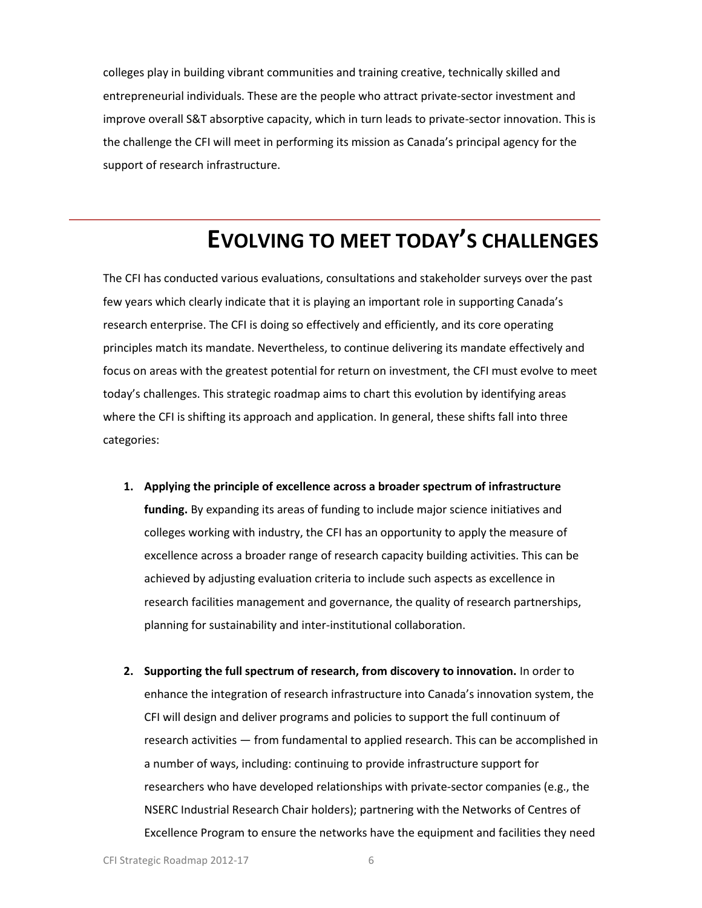colleges play in building vibrant communities and training creative, technically skilled and entrepreneurial individuals. These are the people who attract private-sector investment and improve overall S&T absorptive capacity, which in turn leads to private-sector innovation. This is the challenge the CFI will meet in performing its mission as Canada's principal agency for the support of research infrastructure.

# EVOLVING TO MEET TODAY'S CHALLENGES

The CFI has conducted various evaluations, consultations and stakeholder surveys over the past few years which clearly indicate that it is playing an important role in supporting Canada's research enterprise. The CFI is doing so effectively and efficiently, and its core operating principles match its mandate. Nevertheless, to continue delivering its mandate effectively and focus on areas with the greatest potential for return on investment, the CFI must evolve to meet today's challenges. This strategic roadmap aims to chart this evolution by identifying areas where the CFI is shifting its approach and application. In general, these shifts fall into three categories:

1. **Applying the principle of excellence across a broader spectrum of infrastructure funding.** By expanding its areas of funding to include major science initiatives and colleges working with industry, the CFI has an opportunity to apply the measure of excellence across a broader range of research capacity building activities. This can be achieved by adjusting evaluation criteria to include such aspects as excellence in research facilities management and governance, the quality of research partnerships, planning for sustainability and inter-institutional collaboration.

2. **Supporting the full spectrum of research, from discovery to innovation.** In order to enhance the integration of research infrastructure into Canada's innovation system, the CFI will design and deliver programs and policies to support the full continuum of research activities — from fundamental to applied research. This can be accomplished in a number of ways, including: continuing to provide infrastructure support for researchers who have developed relationships with private-sector companies (e.g., the NSERC Industrial Research Chair holders); partnering with the Networks of Centres of Excellence Program to ensure the networks have the equipment and facilities they need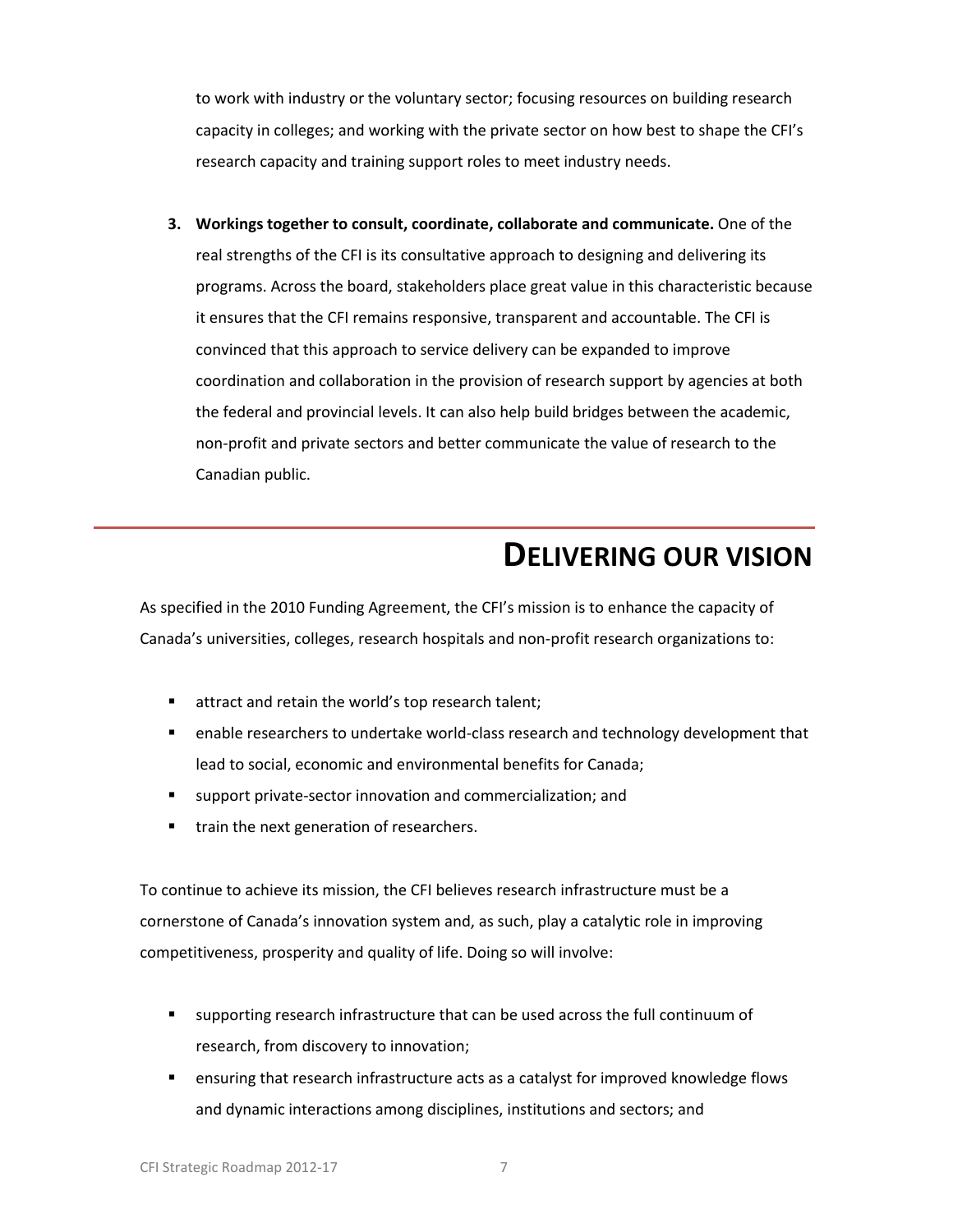to work with industry or the voluntary sector; focusing resources on building research capacity in colleges; and working with the private sector on how best to shape the CFI's research capacity and training support roles to meet industry needs.

3. **Workings together to consult, coordinate, collaborate and communicate.** One of the real strengths of the CFI is its consultative approach to designing and delivering its programs. Across the board, stakeholders place great value in this characteristic because it ensures that the CFI remains responsive, transparent and accountable. The CFI is convinced that this approach to service delivery can be expanded to improve coordination and collaboration in the provision of research support by agencies at both the federal and provincial levels. It can also help build bridges between the academic, non-profit and private sectors and better communicate the value of research to the Canadian public.

# DELIVERING OUR VISION

As specified in the 2010 Funding Agreement, the CFI's mission is to enhance the capacity of Canada's universities, colleges, research hospitals and non-profit research organizations to:

- attract and retain the world's top research talent;
- enable researchers to undertake world-class research and technology development that lead to social, economic and environmental benefits for Canada;
- support private-sector innovation and commercialization; and
- train the next generation of researchers.

To continue to achieve its mission, the CFI believes research infrastructure must be a cornerstone of Canada's innovation system and, as such, play a catalytic role in improving competitiveness, prosperity and quality of life. Doing so will involve:

- supporting research infrastructure that can be used across the full continuum of research, from discovery to innovation;
- ensuring that research infrastructure acts as a catalyst for improved knowledge flows and dynamic interactions among disciplines, institutions and sectors; and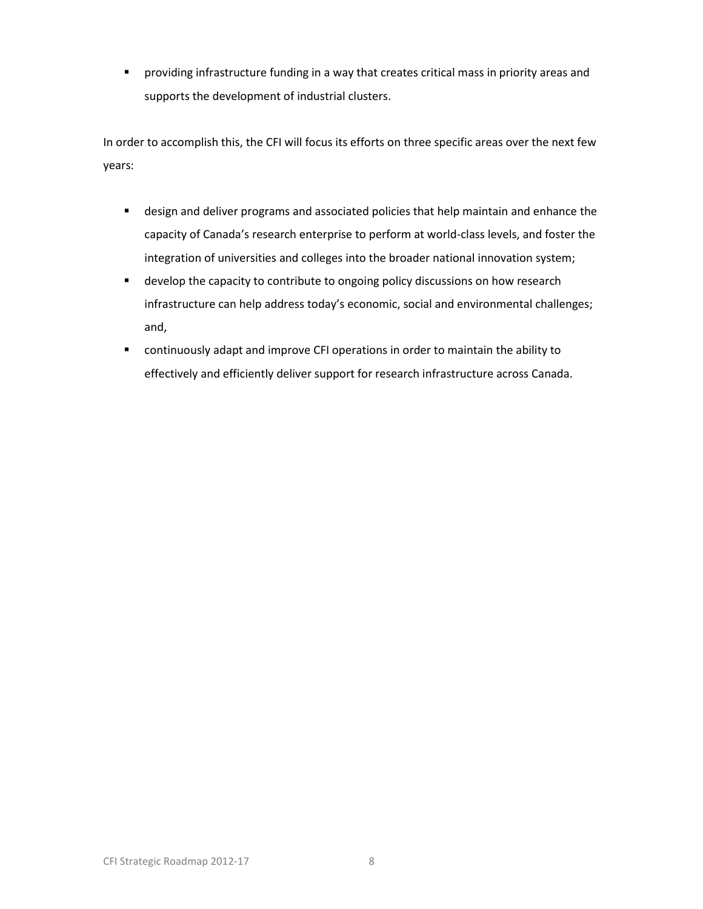- providing infrastructure funding in a way that creates critical mass in priority areas and supports the development of industrial clusters.

In order to accomplish this, the CFI will focus its efforts on three specific areas over the next few years:

- design and deliver programs and associated policies that help maintain and enhance the capacity of Canada's research enterprise to perform at world-class levels, and foster the integration of universities and colleges into the broader national innovation system;
- develop the capacity to contribute to ongoing policy discussions on how research infrastructure can help address today's economic, social and environmental challenges; and,
- continuously adapt and improve CFI operations in order to maintain the ability to effectively and efficiently deliver support for research infrastructure across Canada.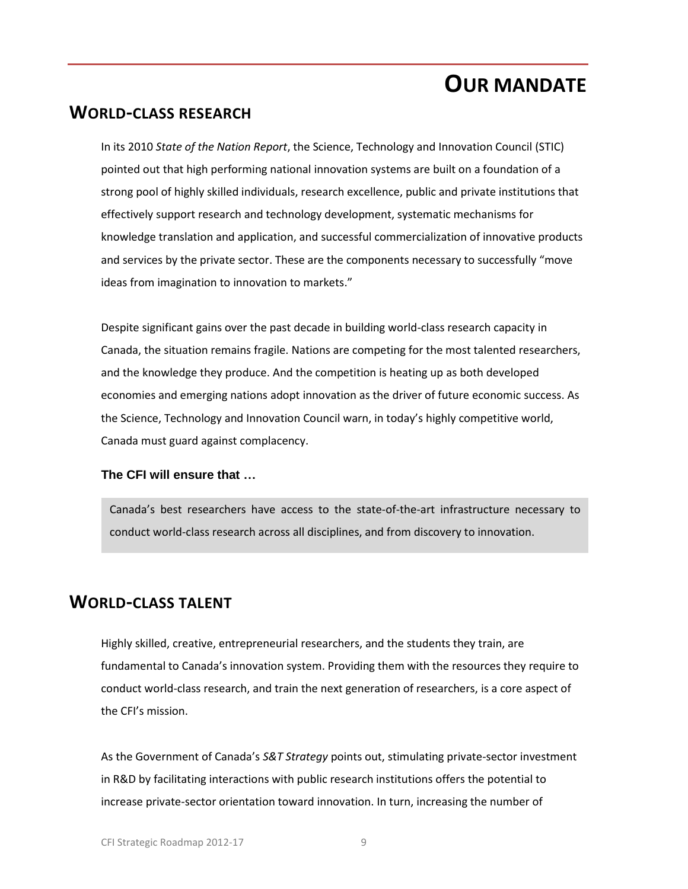# OUR MANDATE

## WORLD-CLASS RESEARCH

In its 2010 *State of the Nation Report*, the Science, Technology and Innovation Council (STIC) pointed out that high performing national innovation systems are built on a foundation of a strong pool of highly skilled individuals, research excellence, public and private institutions that effectively support research and technology development, systematic mechanisms for knowledge translation and application, and successful commercialization of innovative products and services by the private sector. These are the components necessary to successfully "move ideas from imagination to innovation to markets."

Despite significant gains over the past decade in building world-class research capacity in Canada, the situation remains fragile. Nations are competing for the most talented researchers, and the knowledge they produce. And the competition is heating up as both developed economies and emerging nations adopt innovation as the driver of future economic success. As the Science, Technology and Innovation Council warn, in today's highly competitive world, Canada must guard against complacency.

**The CFI will ensure that …**

Canada's best researchers have access to the state-of-the-art infrastructure necessary to conduct world-class research across all disciplines, and from discovery to innovation.

## WORLD-CLASS TALENT

Highly skilled, creative, entrepreneurial researchers, and the students they train, are fundamental to Canada's innovation system. Providing them with the resources they require to conduct world-class research, and train the next generation of researchers, is a core aspect of the CFI's mission.

As the Government of Canada's *S&T Strategy* points out, stimulating private-sector investment in R&D by facilitating interactions with public research institutions offers the potential to increase private-sector orientation toward innovation. In turn, increasing the number of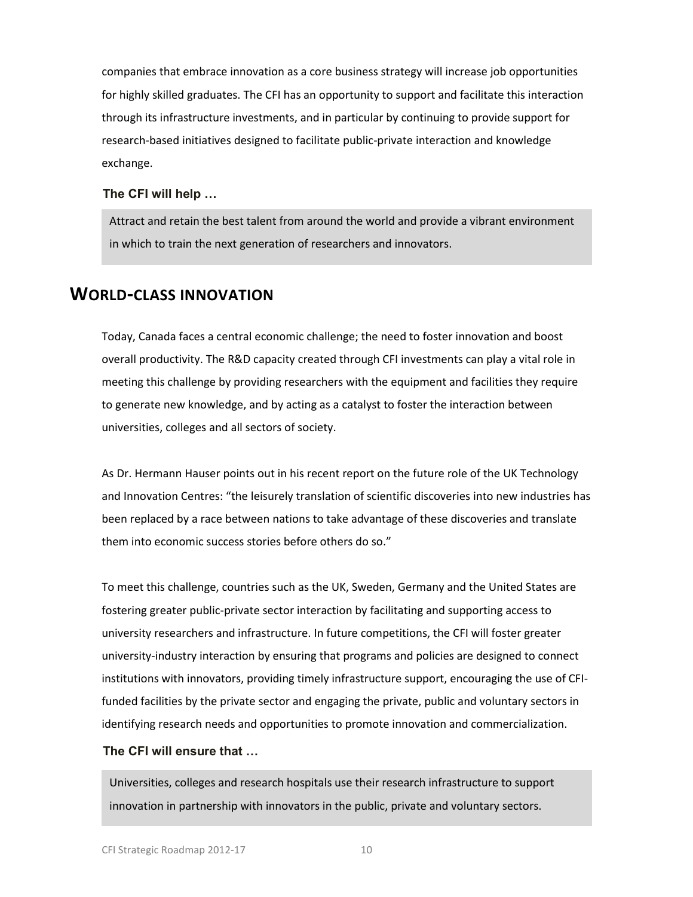companies that embrace innovation as a core business strategy will increase job opportunities for highly skilled graduates. The CFI has an opportunity to support and facilitate this interaction through its infrastructure investments, and in particular by continuing to provide support for research-based initiatives designed to facilitate public-private interaction and knowledge exchange.

**The CFI will help …**

> Attract and retain the best talent from around the world and provide a vibrant environment in which to train the next generation of researchers and innovators.

## WORLD-CLASS INNOVATION

Today, Canada faces a central economic challenge; the need to foster innovation and boost overall productivity. The R&D capacity created through CFI investments can play a vital role in meeting this challenge by providing researchers with the equipment and facilities they require to generate new knowledge, and by acting as a catalyst to foster the interaction between universities, colleges and all sectors of society.

As Dr. Hermann Hauser points out in his recent report on the future role of the UK Technology and Innovation Centres: "the leisurely translation of scientific discoveries into new industries has been replaced by a race between nations to take advantage of these discoveries and translate them into economic success stories before others do so."

To meet this challenge, countries such as the UK, Sweden, Germany and the United States are fostering greater public-private sector interaction by facilitating and supporting access to university researchers and infrastructure. In future competitions, the CFI will foster greater university-industry interaction by ensuring that programs and policies are designed to connect institutions with innovators, providing timely infrastructure support, encouraging the use of CFI-funded facilities by the private sector and engaging the private, public and voluntary sectors in identifying research needs and opportunities to promote innovation and commercialization.

**The CFI will ensure that …**

> Universities, colleges and research hospitals use their research infrastructure to support innovation in partnership with innovators in the public, private and voluntary sectors.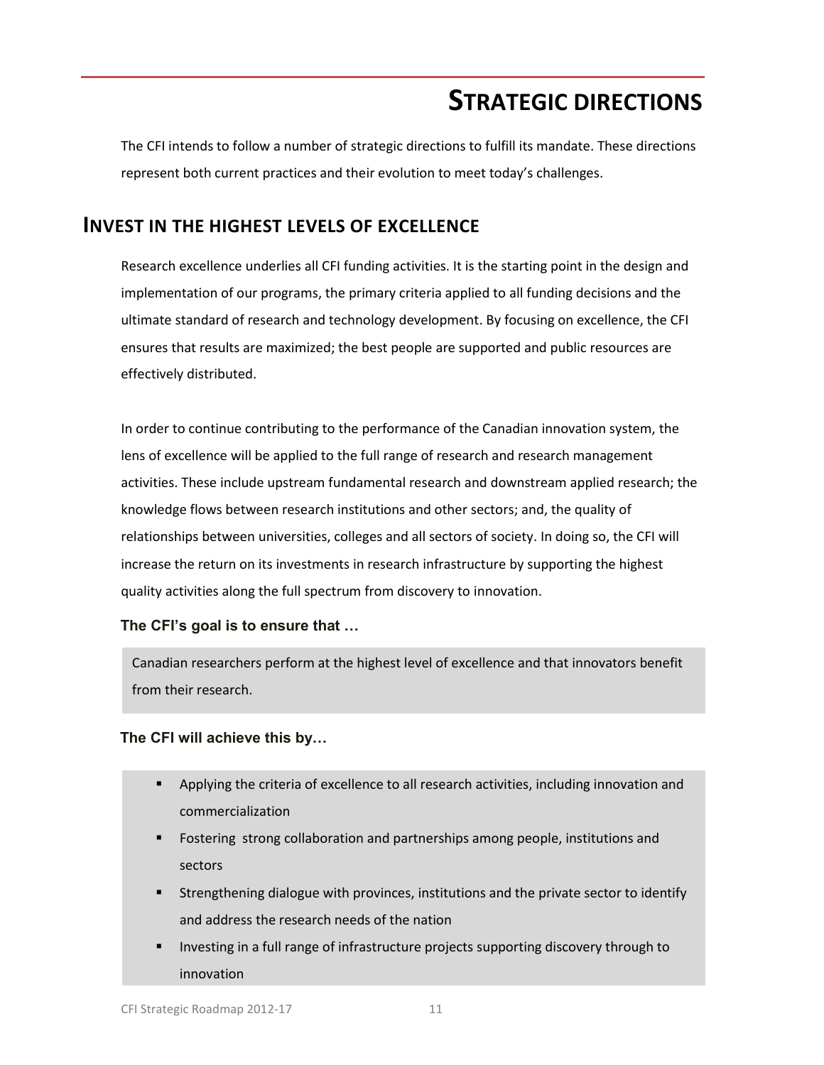# STRATEGIC DIRECTIONS

The CFI intends to follow a number of strategic directions to fulfill its mandate. These directions represent both current practices and their evolution to meet today's challenges.

## INVEST IN THE HIGHEST LEVELS OF EXCELLENCE

Research excellence underlies all CFI funding activities. It is the starting point in the design and implementation of our programs, the primary criteria applied to all funding decisions and the ultimate standard of research and technology development. By focusing on excellence, the CFI ensures that results are maximized; the best people are supported and public resources are effectively distributed.

In order to continue contributing to the performance of the Canadian innovation system, the lens of excellence will be applied to the full range of research and research management activities. These include upstream fundamental research and downstream applied research; the knowledge flows between research institutions and other sectors; and, the quality of relationships between universities, colleges and all sectors of society. In doing so, the CFI will increase the return on its investments in research infrastructure by supporting the highest quality activities along the full spectrum from discovery to innovation.

**The CFI's goal is to ensure that …**

Canadian researchers perform at the highest level of excellence and that innovators benefit from their research.

**The CFI will achieve this by…**

- Applying the criteria of excellence to all research activities, including innovation and commercialization
- Fostering strong collaboration and partnerships among people, institutions and sectors
- Strengthening dialogue with provinces, institutions and the private sector to identify and address the research needs of the nation
- Investing in a full range of infrastructure projects supporting discovery through to innovation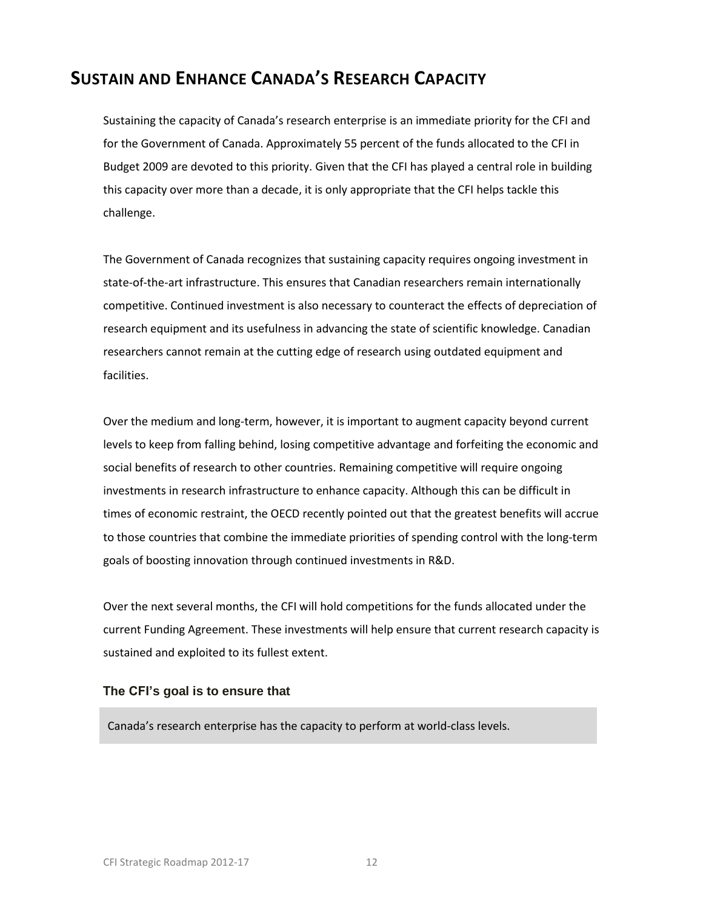# Sustain and Enhance Canada's Research Capacity

Sustaining the capacity of Canada's research enterprise is an immediate priority for the CFI and for the Government of Canada. Approximately 55 percent of the funds allocated to the CFI in Budget 2009 are devoted to this priority. Given that the CFI has played a central role in building this capacity over more than a decade, it is only appropriate that the CFI helps tackle this challenge.

The Government of Canada recognizes that sustaining capacity requires ongoing investment in state-of-the-art infrastructure. This ensures that Canadian researchers remain internationally competitive. Continued investment is also necessary to counteract the effects of depreciation of research equipment and its usefulness in advancing the state of scientific knowledge. Canadian researchers cannot remain at the cutting edge of research using outdated equipment and facilities.

Over the medium and long-term, however, it is important to augment capacity beyond current levels to keep from falling behind, losing competitive advantage and forfeiting the economic and social benefits of research to other countries. Remaining competitive will require ongoing investments in research infrastructure to enhance capacity. Although this can be difficult in times of economic restraint, the OECD recently pointed out that the greatest benefits will accrue to those countries that combine the immediate priorities of spending control with the long-term goals of boosting innovation through continued investments in R&D.

Over the next several months, the CFI will hold competitions for the funds allocated under the current Funding Agreement. These investments will help ensure that current research capacity is sustained and exploited to its fullest extent.

### The CFI's goal is to ensure that

Canada's research enterprise has the capacity to perform at world-class levels.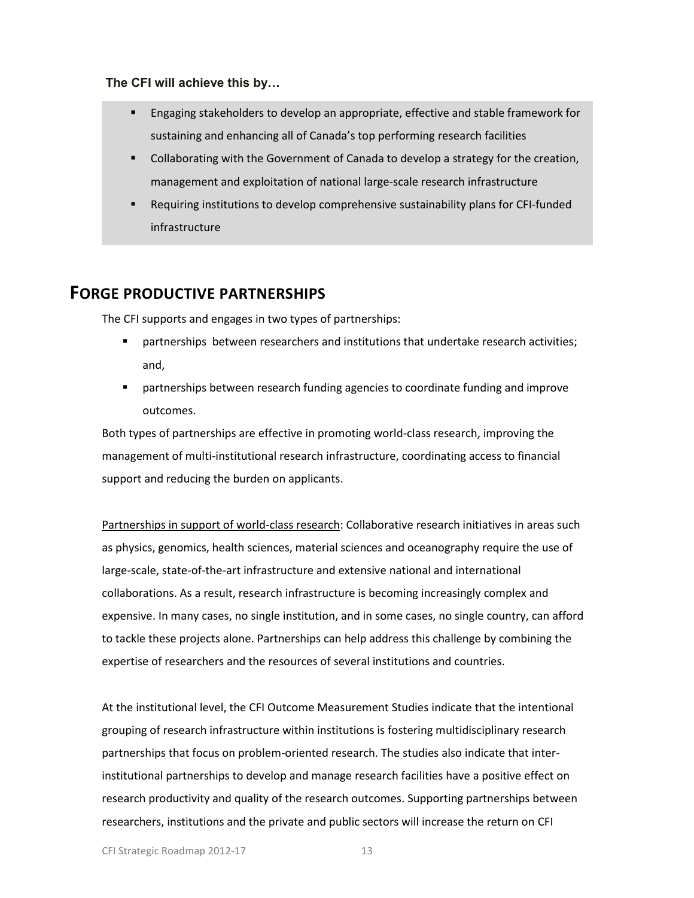**The CFI will achieve this by…**

- Engaging stakeholders to develop an appropriate, effective and stable framework for sustaining and enhancing all of Canada's top performing research facilities
- Collaborating with the Government of Canada to develop a strategy for the creation, management and exploitation of national large-scale research infrastructure
- Requiring institutions to develop comprehensive sustainability plans for CFI-funded infrastructure

## FORGE PRODUCTIVE PARTNERSHIPS

The CFI supports and engages in two types of partnerships:

- partnerships between researchers and institutions that undertake research activities; and,
- partnerships between research funding agencies to coordinate funding and improve outcomes.

Both types of partnerships are effective in promoting world-class research, improving the management of multi-institutional research infrastructure, coordinating access to financial support and reducing the burden on applicants.

Partnerships in support of world-class research: Collaborative research initiatives in areas such as physics, genomics, health sciences, material sciences and oceanography require the use of large-scale, state-of-the-art infrastructure and extensive national and international collaborations. As a result, research infrastructure is becoming increasingly complex and expensive. In many cases, no single institution, and in some cases, no single country, can afford to tackle these projects alone. Partnerships can help address this challenge by combining the expertise of researchers and the resources of several institutions and countries.

At the institutional level, the CFI Outcome Measurement Studies indicate that the intentional grouping of research infrastructure within institutions is fostering multidisciplinary research partnerships that focus on problem-oriented research. The studies also indicate that inter-institutional partnerships to develop and manage research facilities have a positive effect on research productivity and quality of the research outcomes. Supporting partnerships between researchers, institutions and the private and public sectors will increase the return on CFI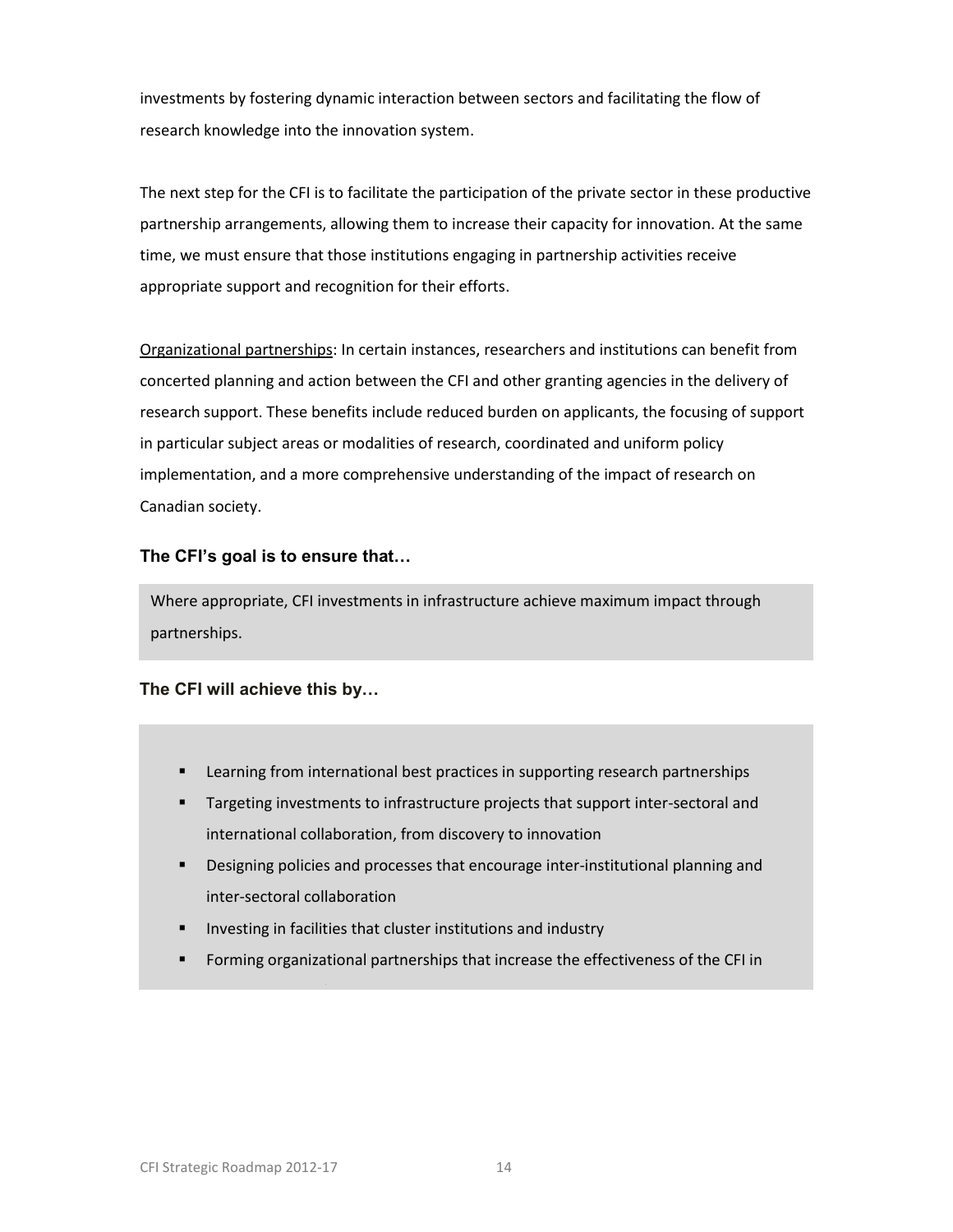investments by fostering dynamic interaction between sectors and facilitating the flow of research knowledge into the innovation system.

The next step for the CFI is to facilitate the participation of the private sector in these productive partnership arrangements, allowing them to increase their capacity for innovation. At the same time, we must ensure that those institutions engaging in partnership activities receive appropriate support and recognition for their efforts.

<u>Organizational partnerships</u>: In certain instances, researchers and institutions can benefit from concerted planning and action between the CFI and other granting agencies in the delivery of research support. These benefits include reduced burden on applicants, the focusing of support in particular subject areas or modalities of research, coordinated and uniform policy implementation, and a more comprehensive understanding of the impact of research on Canadian society.

### The CFI's goal is to ensure that…

Where appropriate, CFI investments in infrastructure achieve maximum impact through partnerships.

### The CFI will achieve this by…

- Learning from international best practices in supporting research partnerships
- Targeting investments to infrastructure projects that support inter-sectoral and international collaboration, from discovery to innovation
- Designing policies and processes that encourage inter-institutional planning and inter-sectoral collaboration
- Investing in facilities that cluster institutions and industry
- Forming organizational partnerships that increase the effectiveness of the CFI in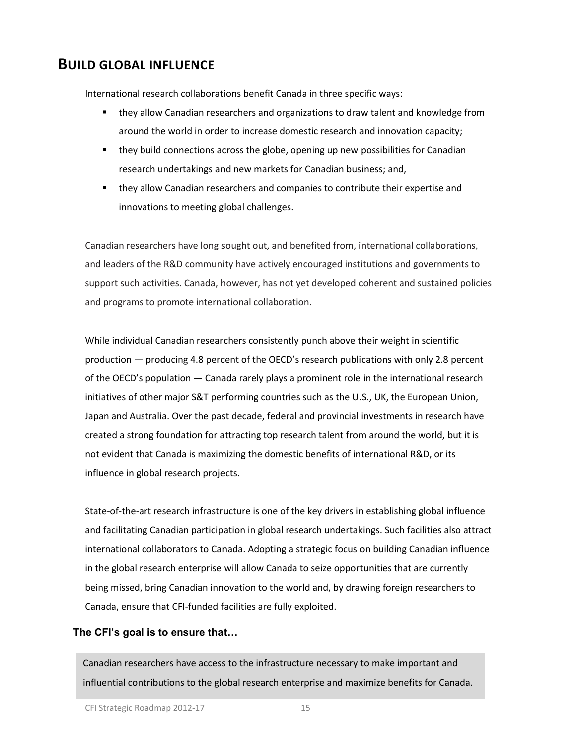## BUILD GLOBAL INFLUENCE

International research collaborations benefit Canada in three specific ways:

- they allow Canadian researchers and organizations to draw talent and knowledge from around the world in order to increase domestic research and innovation capacity;
- they build connections across the globe, opening up new possibilities for Canadian research undertakings and new markets for Canadian business; and,
- they allow Canadian researchers and companies to contribute their expertise and innovations to meeting global challenges.

Canadian researchers have long sought out, and benefited from, international collaborations, and leaders of the R&D community have actively encouraged institutions and governments to support such activities. Canada, however, has not yet developed coherent and sustained policies and programs to promote international collaboration.

While individual Canadian researchers consistently punch above their weight in scientific production — producing 4.8 percent of the OECD's research publications with only 2.8 percent of the OECD's population — Canada rarely plays a prominent role in the international research initiatives of other major S&T performing countries such as the U.S., UK, the European Union, Japan and Australia. Over the past decade, federal and provincial investments in research have created a strong foundation for attracting top research talent from around the world, but it is not evident that Canada is maximizing the domestic benefits of international R&D, or its influence in global research projects.

State-of-the-art research infrastructure is one of the key drivers in establishing global influence and facilitating Canadian participation in global research undertakings. Such facilities also attract international collaborators to Canada. Adopting a strategic focus on building Canadian influence in the global research enterprise will allow Canada to seize opportunities that are currently being missed, bring Canadian innovation to the world and, by drawing foreign researchers to Canada, ensure that CFI-funded facilities are fully exploited.

**The CFI's goal is to ensure that…**

Canadian researchers have access to the infrastructure necessary to make important and influential contributions to the global research enterprise and maximize benefits for Canada.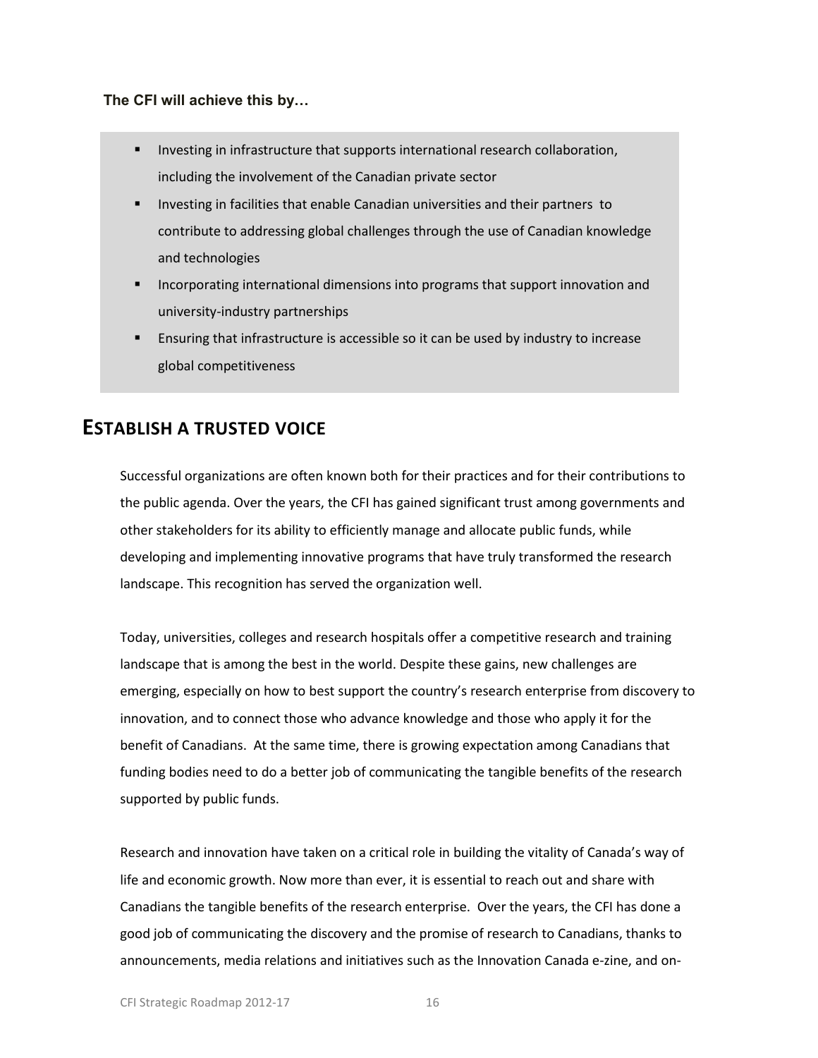**The CFI will achieve this by…**

- Investing in infrastructure that supports international research collaboration, including the involvement of the Canadian private sector
- Investing in facilities that enable Canadian universities and their partners to contribute to addressing global challenges through the use of Canadian knowledge and technologies
- Incorporating international dimensions into programs that support innovation and university-industry partnerships
- Ensuring that infrastructure is accessible so it can be used by industry to increase global competitiveness

## ESTABLISH A TRUSTED VOICE

Successful organizations are often known both for their practices and for their contributions to the public agenda. Over the years, the CFI has gained significant trust among governments and other stakeholders for its ability to efficiently manage and allocate public funds, while developing and implementing innovative programs that have truly transformed the research landscape. This recognition has served the organization well.

Today, universities, colleges and research hospitals offer a competitive research and training landscape that is among the best in the world. Despite these gains, new challenges are emerging, especially on how to best support the country's research enterprise from discovery to innovation, and to connect those who advance knowledge and those who apply it for the benefit of Canadians. At the same time, there is growing expectation among Canadians that funding bodies need to do a better job of communicating the tangible benefits of the research supported by public funds.

Research and innovation have taken on a critical role in building the vitality of Canada's way of life and economic growth. Now more than ever, it is essential to reach out and share with Canadians the tangible benefits of the research enterprise. Over the years, the CFI has done a good job of communicating the discovery and the promise of research to Canadians, thanks to announcements, media relations and initiatives such as the Innovation Canada e-zine, and on-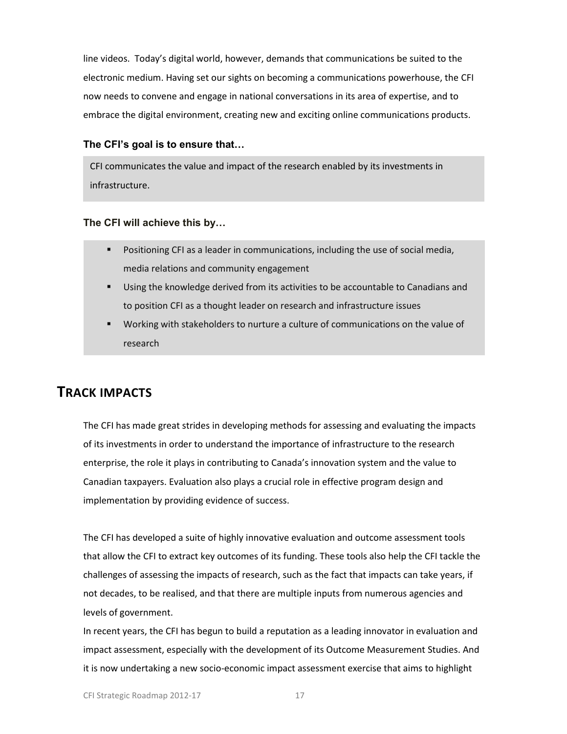line videos. Today's digital world, however, demands that communications be suited to the electronic medium. Having set our sights on becoming a communications powerhouse, the CFI now needs to convene and engage in national conversations in its area of expertise, and to embrace the digital environment, creating new and exciting online communications products.

**The CFI's goal is to ensure that…**

CFI communicates the value and impact of the research enabled by its investments in infrastructure.

**The CFI will achieve this by…**

- Positioning CFI as a leader in communications, including the use of social media, media relations and community engagement
- Using the knowledge derived from its activities to be accountable to Canadians and to position CFI as a thought leader on research and infrastructure issues
- Working with stakeholders to nurture a culture of communications on the value of research

## TRACK IMPACTS

The CFI has made great strides in developing methods for assessing and evaluating the impacts of its investments in order to understand the importance of infrastructure to the research enterprise, the role it plays in contributing to Canada's innovation system and the value to Canadian taxpayers. Evaluation also plays a crucial role in effective program design and implementation by providing evidence of success.

The CFI has developed a suite of highly innovative evaluation and outcome assessment tools that allow the CFI to extract key outcomes of its funding. These tools also help the CFI tackle the challenges of assessing the impacts of research, such as the fact that impacts can take years, if not decades, to be realised, and that there are multiple inputs from numerous agencies and levels of government.

In recent years, the CFI has begun to build a reputation as a leading innovator in evaluation and impact assessment, especially with the development of its Outcome Measurement Studies. And it is now undertaking a new socio-economic impact assessment exercise that aims to highlight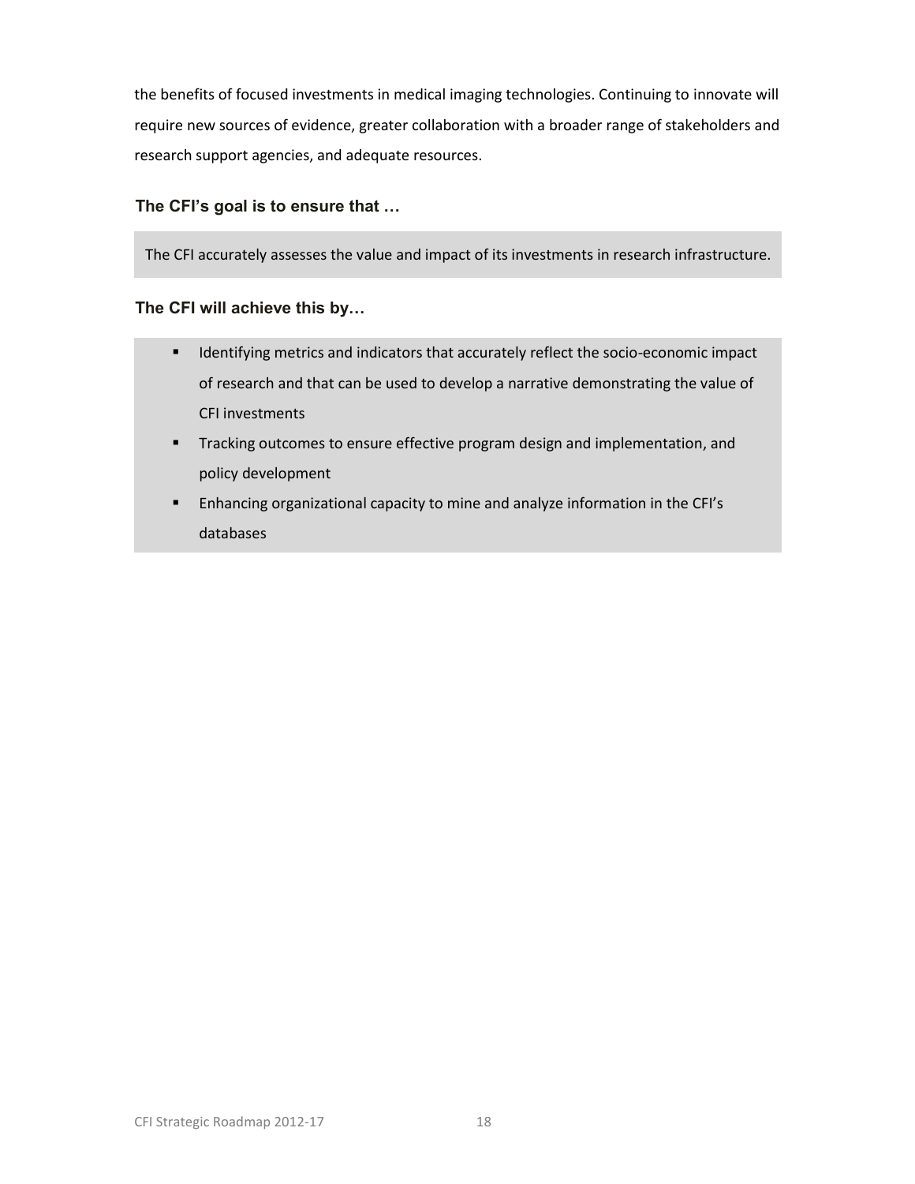the benefits of focused investments in medical imaging technologies. Continuing to innovate will require new sources of evidence, greater collaboration with a broader range of stakeholders and research support agencies, and adequate resources.

### The CFI's goal is to ensure that …

The CFI accurately assesses the value and impact of its investments in research infrastructure.

### The CFI will achieve this by…

- Identifying metrics and indicators that accurately reflect the socio-economic impact of research and that can be used to develop a narrative demonstrating the value of CFI investments
- Tracking outcomes to ensure effective program design and implementation, and policy development
- Enhancing organizational capacity to mine and analyze information in the CFI's databases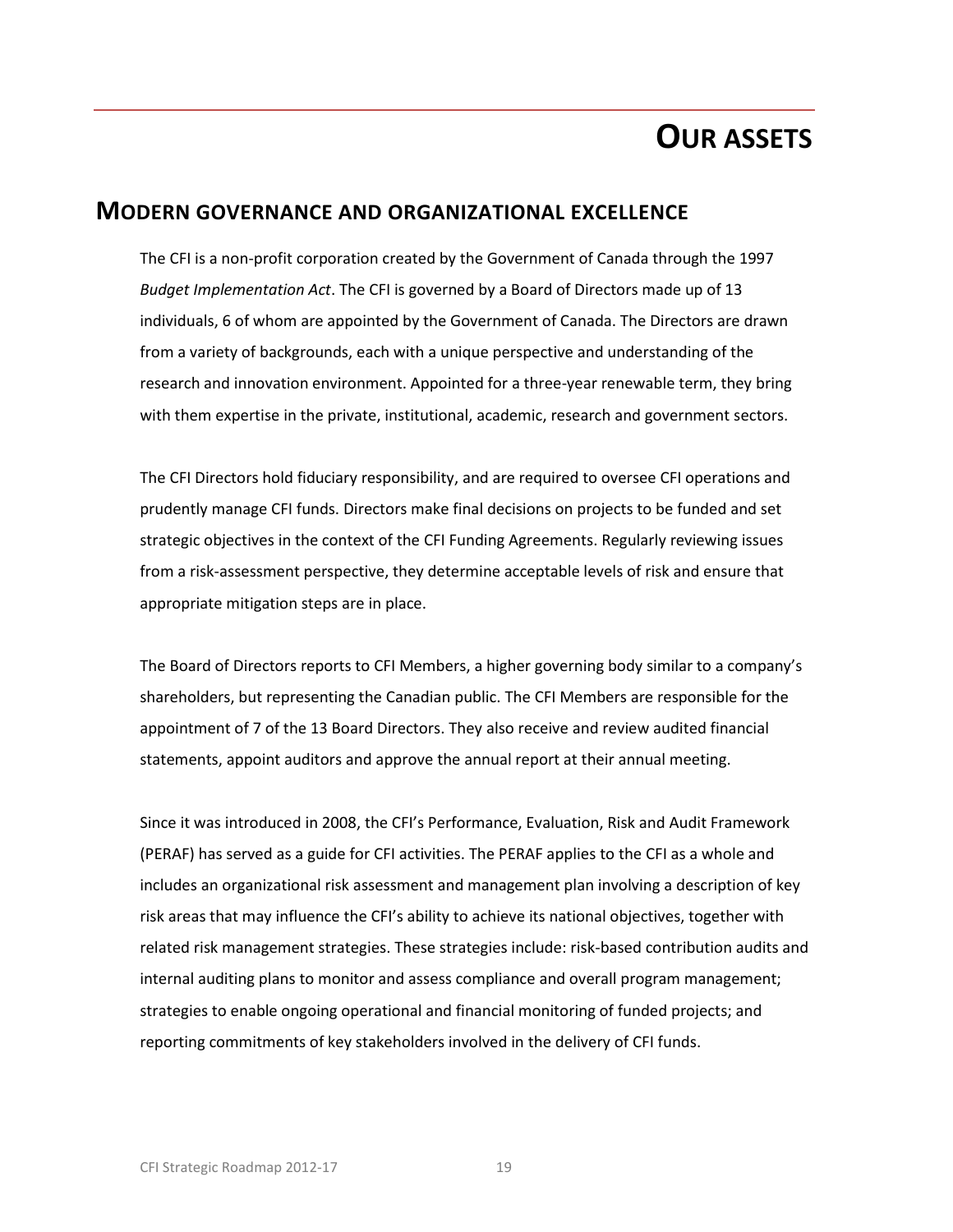# OUR ASSETS

## MODERN GOVERNANCE AND ORGANIZATIONAL EXCELLENCE

The CFI is a non-profit corporation created by the Government of Canada through the 1997 *Budget Implementation Act*. The CFI is governed by a Board of Directors made up of 13 individuals, 6 of whom are appointed by the Government of Canada. The Directors are drawn from a variety of backgrounds, each with a unique perspective and understanding of the research and innovation environment. Appointed for a three-year renewable term, they bring with them expertise in the private, institutional, academic, research and government sectors.

The CFI Directors hold fiduciary responsibility, and are required to oversee CFI operations and prudently manage CFI funds. Directors make final decisions on projects to be funded and set strategic objectives in the context of the CFI Funding Agreements. Regularly reviewing issues from a risk-assessment perspective, they determine acceptable levels of risk and ensure that appropriate mitigation steps are in place.

The Board of Directors reports to CFI Members, a higher governing body similar to a company's shareholders, but representing the Canadian public. The CFI Members are responsible for the appointment of 7 of the 13 Board Directors. They also receive and review audited financial statements, appoint auditors and approve the annual report at their annual meeting.

Since it was introduced in 2008, the CFI's Performance, Evaluation, Risk and Audit Framework (PERAF) has served as a guide for CFI activities. The PERAF applies to the CFI as a whole and includes an organizational risk assessment and management plan involving a description of key risk areas that may influence the CFI's ability to achieve its national objectives, together with related risk management strategies. These strategies include: risk-based contribution audits and internal auditing plans to monitor and assess compliance and overall program management; strategies to enable ongoing operational and financial monitoring of funded projects; and reporting commitments of key stakeholders involved in the delivery of CFI funds.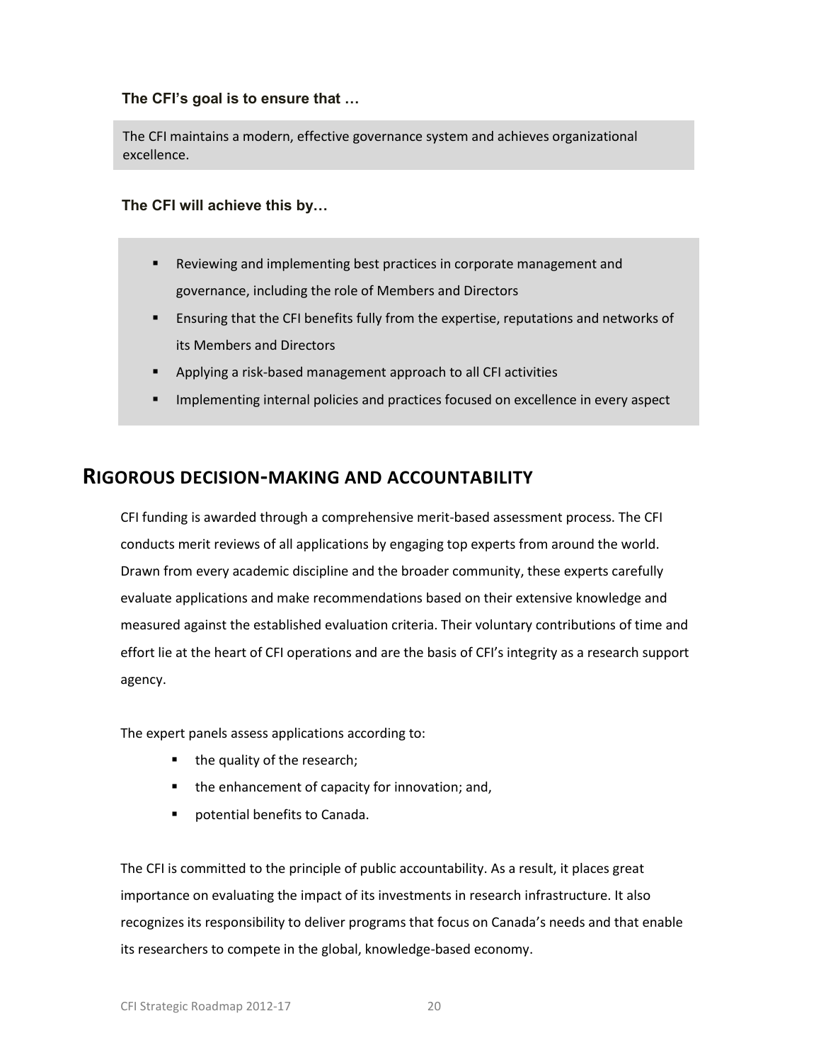**The CFI's goal is to ensure that …**

The CFI maintains a modern, effective governance system and achieves organizational excellence.

**The CFI will achieve this by…**

- Reviewing and implementing best practices in corporate management and governance, including the role of Members and Directors
- Ensuring that the CFI benefits fully from the expertise, reputations and networks of its Members and Directors
- Applying a risk-based management approach to all CFI activities
- Implementing internal policies and practices focused on excellence in every aspect

## RIGOROUS DECISION-MAKING AND ACCOUNTABILITY

CFI funding is awarded through a comprehensive merit-based assessment process. The CFI conducts merit reviews of all applications by engaging top experts from around the world. Drawn from every academic discipline and the broader community, these experts carefully evaluate applications and make recommendations based on their extensive knowledge and measured against the established evaluation criteria. Their voluntary contributions of time and effort lie at the heart of CFI operations and are the basis of CFI's integrity as a research support agency.

The expert panels assess applications according to:

- the quality of the research;
- the enhancement of capacity for innovation; and,
- potential benefits to Canada.

The CFI is committed to the principle of public accountability. As a result, it places great importance on evaluating the impact of its investments in research infrastructure. It also recognizes its responsibility to deliver programs that focus on Canada's needs and that enable its researchers to compete in the global, knowledge-based economy.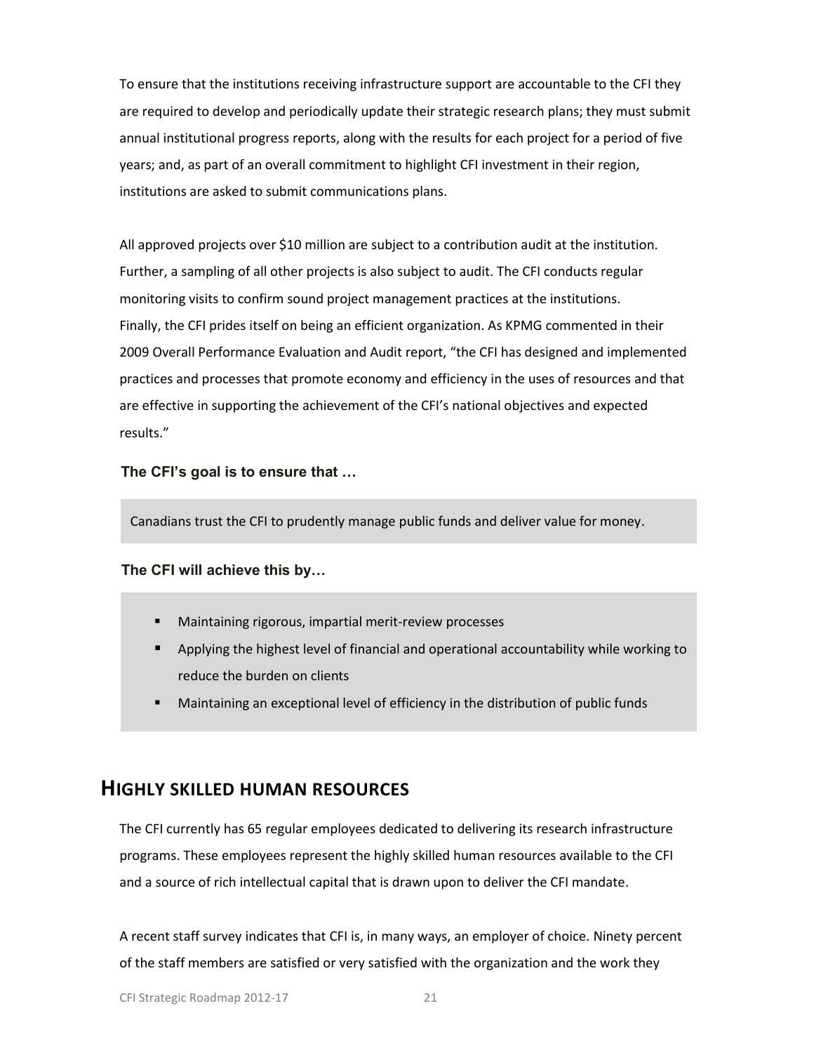To ensure that the institutions receiving infrastructure support are accountable to the CFI they are required to develop and periodically update their strategic research plans; they must submit annual institutional progress reports, along with the results for each project for a period of five years; and, as part of an overall commitment to highlight CFI investment in their region, institutions are asked to submit communications plans.

All approved projects over $10 million are subject to a contribution audit at the institution. Further, a sampling of all other projects is also subject to audit. The CFI conducts regular monitoring visits to confirm sound project management practices at the institutions. Finally, the CFI prides itself on being an efficient organization. As KPMG commented in their 2009 Overall Performance Evaluation and Audit report, "the CFI has designed and implemented practices and processes that promote economy and efficiency in the uses of resources and that are effective in supporting the achievement of the CFI's national objectives and expected results."

**The CFI's goal is to ensure that …**

Canadians trust the CFI to prudently manage public funds and deliver value for money.

**The CFI will achieve this by…**

- Maintaining rigorous, impartial merit-review processes
- Applying the highest level of financial and operational accountability while working to reduce the burden on clients
- Maintaining an exceptional level of efficiency in the distribution of public funds

## HIGHLY SKILLED HUMAN RESOURCES

The CFI currently has 65 regular employees dedicated to delivering its research infrastructure programs. These employees represent the highly skilled human resources available to the CFI and a source of rich intellectual capital that is drawn upon to deliver the CFI mandate.

A recent staff survey indicates that CFI is, in many ways, an employer of choice. Ninety percent of the staff members are satisfied or very satisfied with the organization and the work they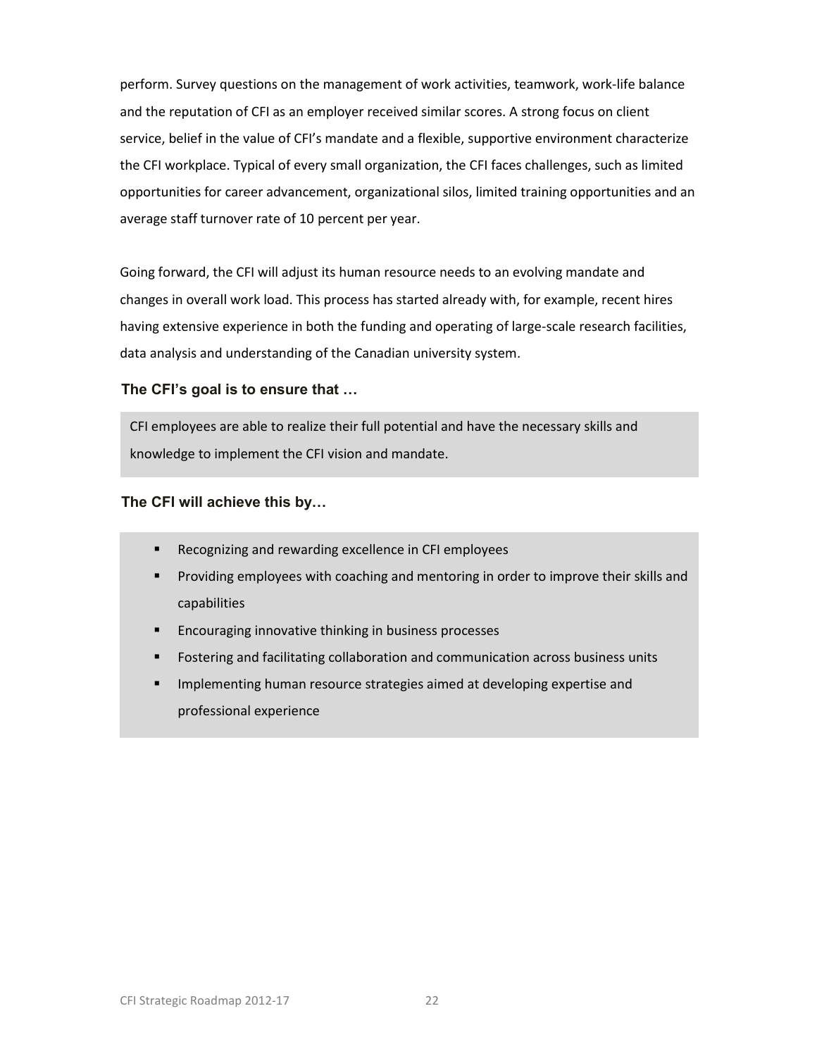perform. Survey questions on the management of work activities, teamwork, work-life balance and the reputation of CFI as an employer received similar scores. A strong focus on client service, belief in the value of CFI's mandate and a flexible, supportive environment characterize the CFI workplace. Typical of every small organization, the CFI faces challenges, such as limited opportunities for career advancement, organizational silos, limited training opportunities and an average staff turnover rate of 10 percent per year.

Going forward, the CFI will adjust its human resource needs to an evolving mandate and changes in overall work load. This process has started already with, for example, recent hires having extensive experience in both the funding and operating of large-scale research facilities, data analysis and understanding of the Canadian university system.

**The CFI's goal is to ensure that …**

CFI employees are able to realize their full potential and have the necessary skills and knowledge to implement the CFI vision and mandate.

**The CFI will achieve this by…**

- Recognizing and rewarding excellence in CFI employees
- Providing employees with coaching and mentoring in order to improve their skills and capabilities
- Encouraging innovative thinking in business processes
- Fostering and facilitating collaboration and communication across business units
- Implementing human resource strategies aimed at developing expertise and professional experience